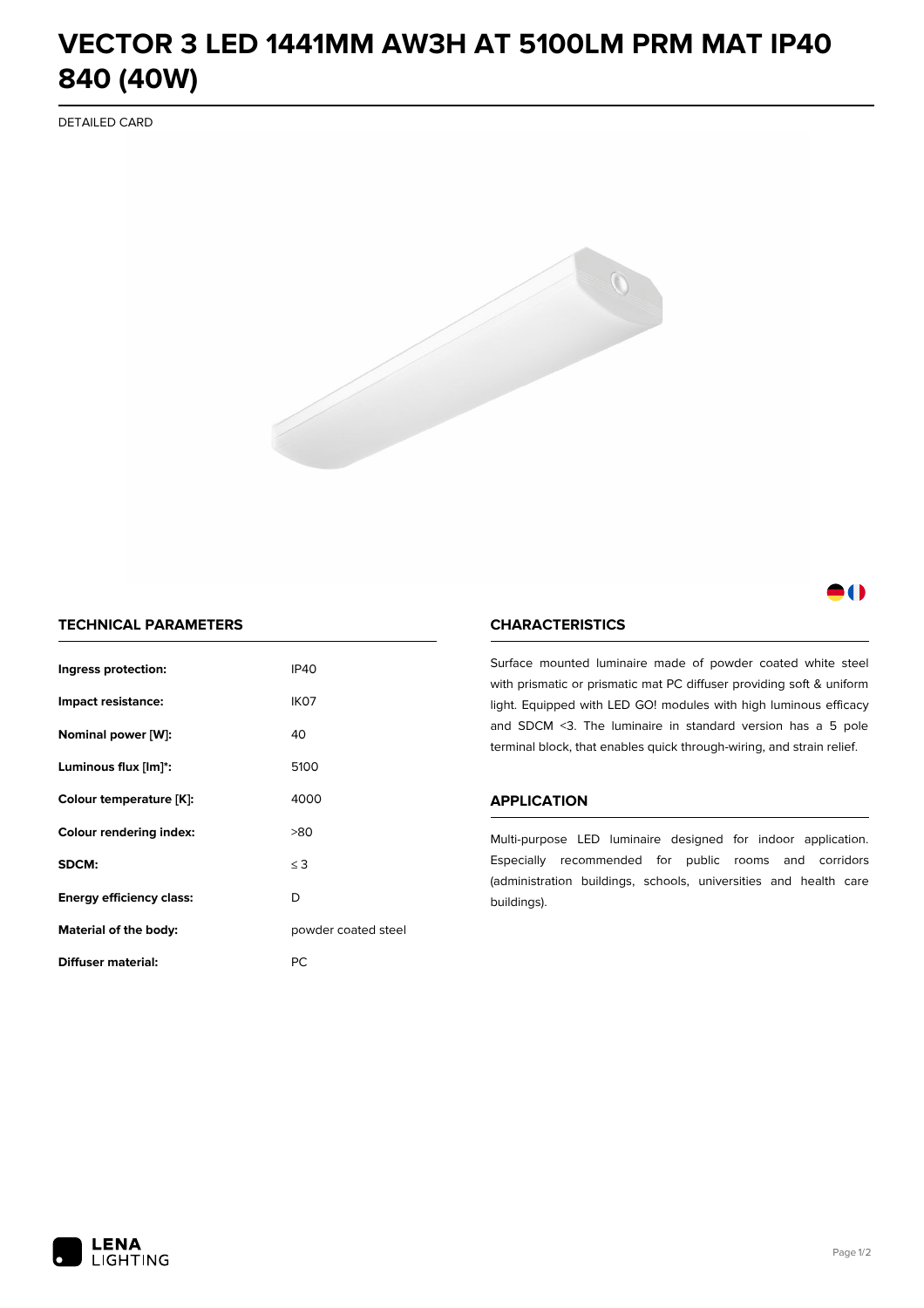# VECTOR 3 LED 1441MM AW3H AT 5100LM PRM MAT IP40 840 (40W)

DETAILED CARD

## TECHNICAL PARAMETERS

| | |
|---|---|
| **Ingress protection:** | IP40 |
| **Impact resistance:** | IK07 |
| **Nominal power [W]:** | 40 |
| **Luminous flux [lm]*:** | 5100 |
| **Colour temperature [K]:** | 4000 |
| **Colour rendering index:** | >80 |
| **SDCM:** | ≤ 3 |
| **Energy efficiency class:** | D |
| **Material of the body:** | powder coated steel |
| **Diffuser material:** | PC |

## CHARACTERISTICS

Surface mounted luminaire made of powder coated white steel with prismatic or prismatic mat PC diffuser providing soft & uniform light. Equipped with LED GO! modules with high luminous efficacy and SDCM <3. The luminaire in standard version has a 5 pole terminal block, that enables quick through-wiring, and strain relief.

## APPLICATION

Multi-purpose LED luminaire designed for indoor application. Especially recommended for public rooms and corridors (administration buildings, schools, universities and health care buildings).

LENA LIGHTING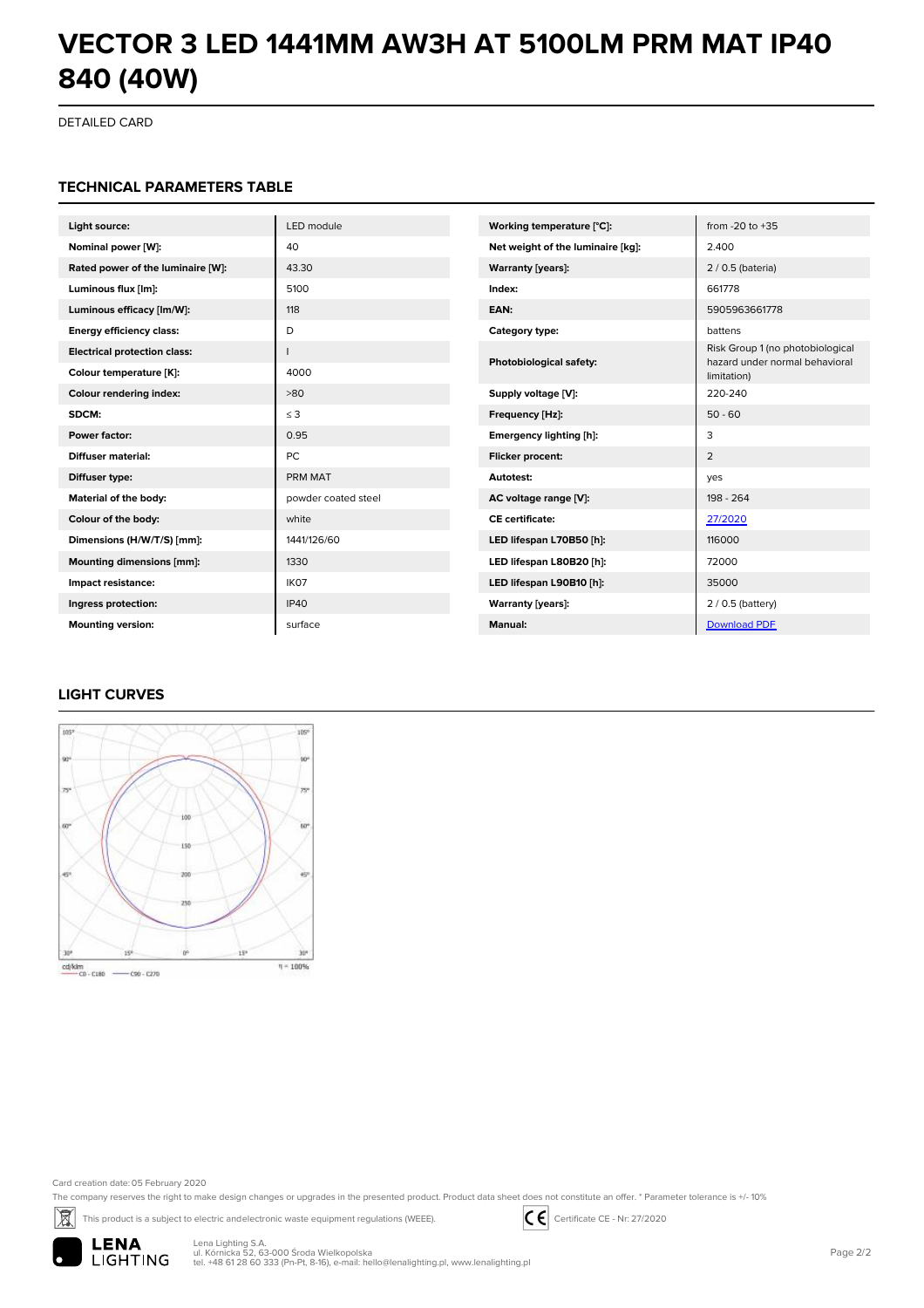# VECTOR 3 LED 1441MM AW3H AT 5100LM PRM MAT IP40 840 (40W)

DETAILED CARD

## TECHNICAL PARAMETERS TABLE

| | | | |
|---|---|---|---|
| **Light source:** | LED module | **Working temperature [°C]:** | from -20 to +35 |
| **Nominal power [W]:** | 40 | **Net weight of the luminaire [kg]:** | 2.400 |
| **Rated power of the luminaire [W]:** | 43.30 | **Warranty [years]:** | 2 / 0.5 (bateria) |
| **Luminous flux [lm]:** | 5100 | **Index:** | 661778 |
| **Luminous efficacy [lm/W]:** | 118 | **EAN:** | 5905963661778 |
| **Energy efficiency class:** | D | **Category type:** | battens |
| **Electrical protection class:** | I | **Photobiological safety:** | Risk Group 1 (no photobiological hazard under normal behavioral limitation) |
| **Colour temperature [K]:** | 4000 | | |
| **Colour rendering index:** | >80 | **Supply voltage [V]:** | 220-240 |
| **SDCM:** | ≤ 3 | **Frequency [Hz]:** | 50 - 60 |
| **Power factor:** | 0.95 | **Emergency lighting [h]:** | 3 |
| **Diffuser material:** | PC | **Flicker procent:** | 2 |
| **Diffuser type:** | PRM MAT | **Autotest:** | yes |
| **Material of the body:** | powder coated steel | **AC voltage range [V]:** | 198 - 264 |
| **Colour of the body:** | white | **CE certificate:** | 27/2020 |
| **Dimensions (H/W/T/S) [mm]:** | 1441/126/60 | **LED lifespan L70B50 [h]:** | 116000 |
| **Mounting dimensions [mm]:** | 1330 | **LED lifespan L80B20 [h]:** | 72000 |
| **Impact resistance:** | IK07 | **LED lifespan L90B10 [h]:** | 35000 |
| **Ingress protection:** | IP40 | **Warranty [years]:** | 2 / 0.5 (battery) |
| **Mounting version:** | surface | **Manual:** | Download PDF |

## LIGHT CURVES

105° 105°
90° 90°
75° 75°
60° 60°
45° 45°
30° 15° 0° 15° 30°
100
150
200
250
cd/klm
C0 - C180 C90 - C270
η = 100%

Card creation date: 05 February 2020

The company reserves the right to make design changes or upgrades in the presented product. Product data sheet does not constitute an offer. * Parameter tolerance is +/- 10%

This product is a subject to electric andelectronic waste equipment regulations (WEEE).

Certificate CE - Nr: 27/2020

LENA LIGHTING

Lena Lighting S.A.
ul. Kórnicka 52, 63-000 Środa Wielkopolska
tel. +48 61 28 60 333 (Pn-Pt, 8-16), e-mail: hello@lenalighting.pl, www.lenalighting.pl